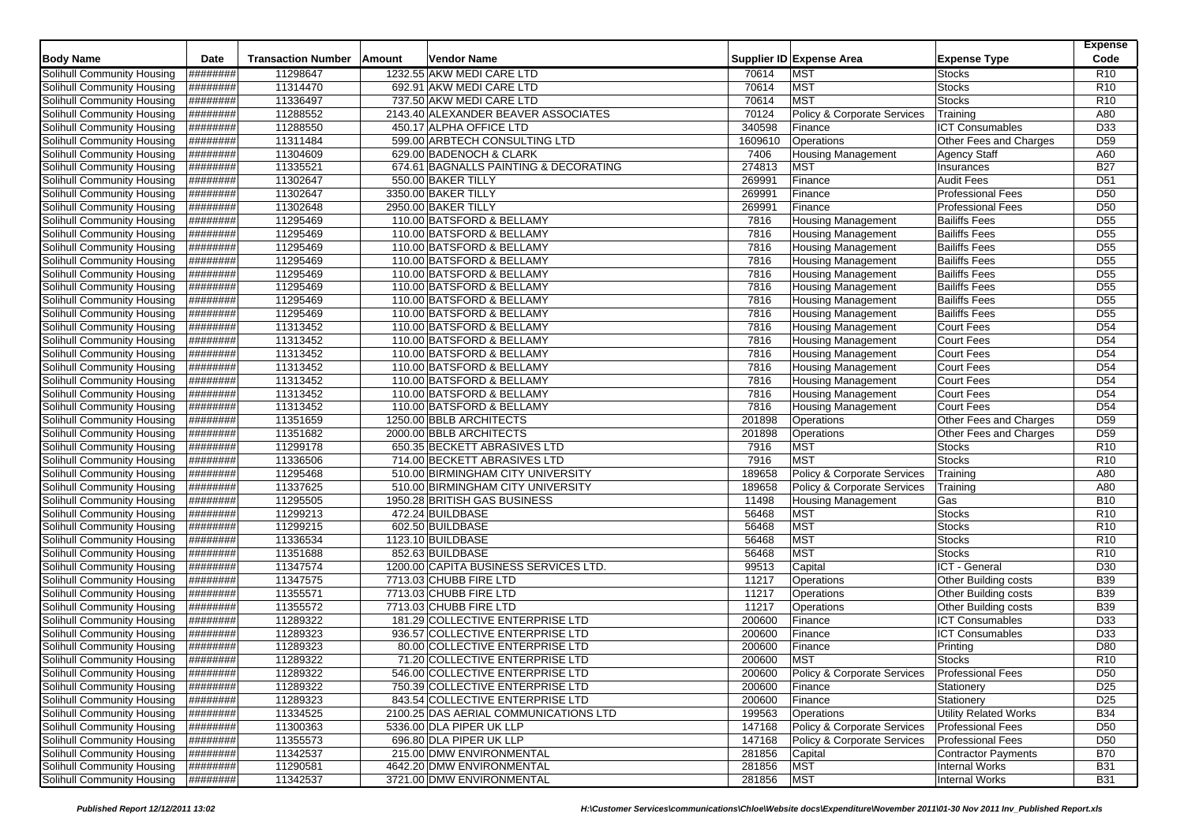| Body Name | Date | Transaction Number | Amount | Vendor Name | Supplier ID | Expense Area | Expense Type | Expense Code |
|---|---|---|---|---|---|---|---|---|
| Solihull Community Housing | ######## | 11298647 | 1232.55 | AKW MEDI CARE LTD | 70614 | MST | Stocks | R10 |
| Solihull Community Housing | ######## | 11314470 | 692.91 | AKW MEDI CARE LTD | 70614 | MST | Stocks | R10 |
| Solihull Community Housing | ######## | 11336497 | 737.50 | AKW MEDI CARE LTD | 70614 | MST | Stocks | R10 |
| Solihull Community Housing | ######## | 11288552 | 2143.40 | ALEXANDER BEAVER ASSOCIATES | 70124 | Policy & Corporate Services | Training | A80 |
| Solihull Community Housing | ######## | 11288550 | 450.17 | ALPHA OFFICE LTD | 340598 | Finance | ICT Consumables | D33 |
| Solihull Community Housing | ######## | 11311484 | 599.00 | ARBTECH CONSULTING LTD | 1609610 | Operations | Other Fees and Charges | D59 |
| Solihull Community Housing | ######## | 11304609 | 629.00 | BADENOCH & CLARK | 7406 | Housing Management | Agency Staff | A60 |
| Solihull Community Housing | ######## | 11335521 | 674.61 | BAGNALLS PAINTING & DECORATING | 274813 | MST | Insurances | B27 |
| Solihull Community Housing | ######## | 11302647 | 550.00 | BAKER TILLY | 269991 | Finance | Audit Fees | D51 |
| Solihull Community Housing | ######## | 11302647 | 3350.00 | BAKER TILLY | 269991 | Finance | Professional Fees | D50 |
| Solihull Community Housing | ######## | 11302648 | 2950.00 | BAKER TILLY | 269991 | Finance | Professional Fees | D50 |
| Solihull Community Housing | ######## | 11295469 | 110.00 | BATSFORD & BELLAMY | 7816 | Housing Management | Bailiffs Fees | D55 |
| Solihull Community Housing | ######## | 11295469 | 110.00 | BATSFORD & BELLAMY | 7816 | Housing Management | Bailiffs Fees | D55 |
| Solihull Community Housing | ######## | 11295469 | 110.00 | BATSFORD & BELLAMY | 7816 | Housing Management | Bailiffs Fees | D55 |
| Solihull Community Housing | ######## | 11295469 | 110.00 | BATSFORD & BELLAMY | 7816 | Housing Management | Bailiffs Fees | D55 |
| Solihull Community Housing | ######## | 11295469 | 110.00 | BATSFORD & BELLAMY | 7816 | Housing Management | Bailiffs Fees | D55 |
| Solihull Community Housing | ######## | 11295469 | 110.00 | BATSFORD & BELLAMY | 7816 | Housing Management | Bailiffs Fees | D55 |
| Solihull Community Housing | ######## | 11295469 | 110.00 | BATSFORD & BELLAMY | 7816 | Housing Management | Bailiffs Fees | D55 |
| Solihull Community Housing | ######## | 11295469 | 110.00 | BATSFORD & BELLAMY | 7816 | Housing Management | Bailiffs Fees | D55 |
| Solihull Community Housing | ######## | 11313452 | 110.00 | BATSFORD & BELLAMY | 7816 | Housing Management | Court Fees | D54 |
| Solihull Community Housing | ######## | 11313452 | 110.00 | BATSFORD & BELLAMY | 7816 | Housing Management | Court Fees | D54 |
| Solihull Community Housing | ######## | 11313452 | 110.00 | BATSFORD & BELLAMY | 7816 | Housing Management | Court Fees | D54 |
| Solihull Community Housing | ######## | 11313452 | 110.00 | BATSFORD & BELLAMY | 7816 | Housing Management | Court Fees | D54 |
| Solihull Community Housing | ######## | 11313452 | 110.00 | BATSFORD & BELLAMY | 7816 | Housing Management | Court Fees | D54 |
| Solihull Community Housing | ######## | 11313452 | 110.00 | BATSFORD & BELLAMY | 7816 | Housing Management | Court Fees | D54 |
| Solihull Community Housing | ######## | 11313452 | 110.00 | BATSFORD & BELLAMY | 7816 | Housing Management | Court Fees | D54 |
| Solihull Community Housing | ######## | 11351659 | 1250.00 | BBLB ARCHITECTS | 201898 | Operations | Other Fees and Charges | D59 |
| Solihull Community Housing | ######## | 11351682 | 2000.00 | BBLB ARCHITECTS | 201898 | Operations | Other Fees and Charges | D59 |
| Solihull Community Housing | ######## | 11299178 | 650.35 | BECKETT ABRASIVES LTD | 7916 | MST | Stocks | R10 |
| Solihull Community Housing | ######## | 11336506 | 714.00 | BECKETT ABRASIVES LTD | 7916 | MST | Stocks | R10 |
| Solihull Community Housing | ######## | 11295468 | 510.00 | BIRMINGHAM CITY UNIVERSITY | 189658 | Policy & Corporate Services | Training | A80 |
| Solihull Community Housing | ######## | 11337625 | 510.00 | BIRMINGHAM CITY UNIVERSITY | 189658 | Policy & Corporate Services | Training | A80 |
| Solihull Community Housing | ######## | 11295505 | 1950.28 | BRITISH GAS BUSINESS | 11498 | Housing Management | Gas | B10 |
| Solihull Community Housing | ######## | 11299213 | 472.24 | BUILDBASE | 56468 | MST | Stocks | R10 |
| Solihull Community Housing | ######## | 11299215 | 602.50 | BUILDBASE | 56468 | MST | Stocks | R10 |
| Solihull Community Housing | ######## | 11336534 | 1123.10 | BUILDBASE | 56468 | MST | Stocks | R10 |
| Solihull Community Housing | ######## | 11351688 | 852.63 | BUILDBASE | 56468 | MST | Stocks | R10 |
| Solihull Community Housing | ######## | 11347574 | 1200.00 | CAPITA BUSINESS SERVICES LTD. | 99513 | Capital | ICT - General | D30 |
| Solihull Community Housing | ######## | 11347575 | 7713.03 | CHUBB FIRE LTD | 11217 | Operations | Other Building costs | B39 |
| Solihull Community Housing | ######## | 11355571 | 7713.03 | CHUBB FIRE LTD | 11217 | Operations | Other Building costs | B39 |
| Solihull Community Housing | ######## | 11355572 | 7713.03 | CHUBB FIRE LTD | 11217 | Operations | Other Building costs | B39 |
| Solihull Community Housing | ######## | 11289322 | 181.29 | COLLECTIVE ENTERPRISE LTD | 200600 | Finance | ICT Consumables | D33 |
| Solihull Community Housing | ######## | 11289323 | 936.57 | COLLECTIVE ENTERPRISE LTD | 200600 | Finance | ICT Consumables | D33 |
| Solihull Community Housing | ######## | 11289323 | 80.00 | COLLECTIVE ENTERPRISE LTD | 200600 | Finance | Printing | D80 |
| Solihull Community Housing | ######## | 11289322 | 71.20 | COLLECTIVE ENTERPRISE LTD | 200600 | MST | Stocks | R10 |
| Solihull Community Housing | ######## | 11289322 | 546.00 | COLLECTIVE ENTERPRISE LTD | 200600 | Policy & Corporate Services | Professional Fees | D50 |
| Solihull Community Housing | ######## | 11289322 | 750.39 | COLLECTIVE ENTERPRISE LTD | 200600 | Finance | Stationery | D25 |
| Solihull Community Housing | ######## | 11289323 | 843.54 | COLLECTIVE ENTERPRISE LTD | 200600 | Finance | Stationery | D25 |
| Solihull Community Housing | ######## | 11334525 | 2100.25 | DAS AERIAL COMMUNICATIONS LTD | 199563 | Operations | Utility Related Works | B34 |
| Solihull Community Housing | ######## | 11300363 | 5336.00 | DLA PIPER UK LLP | 147168 | Policy & Corporate Services | Professional Fees | D50 |
| Solihull Community Housing | ######## | 11355573 | 696.80 | DLA PIPER UK LLP | 147168 | Policy & Corporate Services | Professional Fees | D50 |
| Solihull Community Housing | ######## | 11342537 | 215.00 | DMW ENVIRONMENTAL | 281856 | Capital | Contractor Payments | B70 |
| Solihull Community Housing | ######## | 11290581 | 4642.20 | DMW ENVIRONMENTAL | 281856 | MST | Internal Works | B31 |
| Solihull Community Housing | ######## | 11342537 | 3721.00 | DMW ENVIRONMENTAL | 281856 | MST | Internal Works | B31 |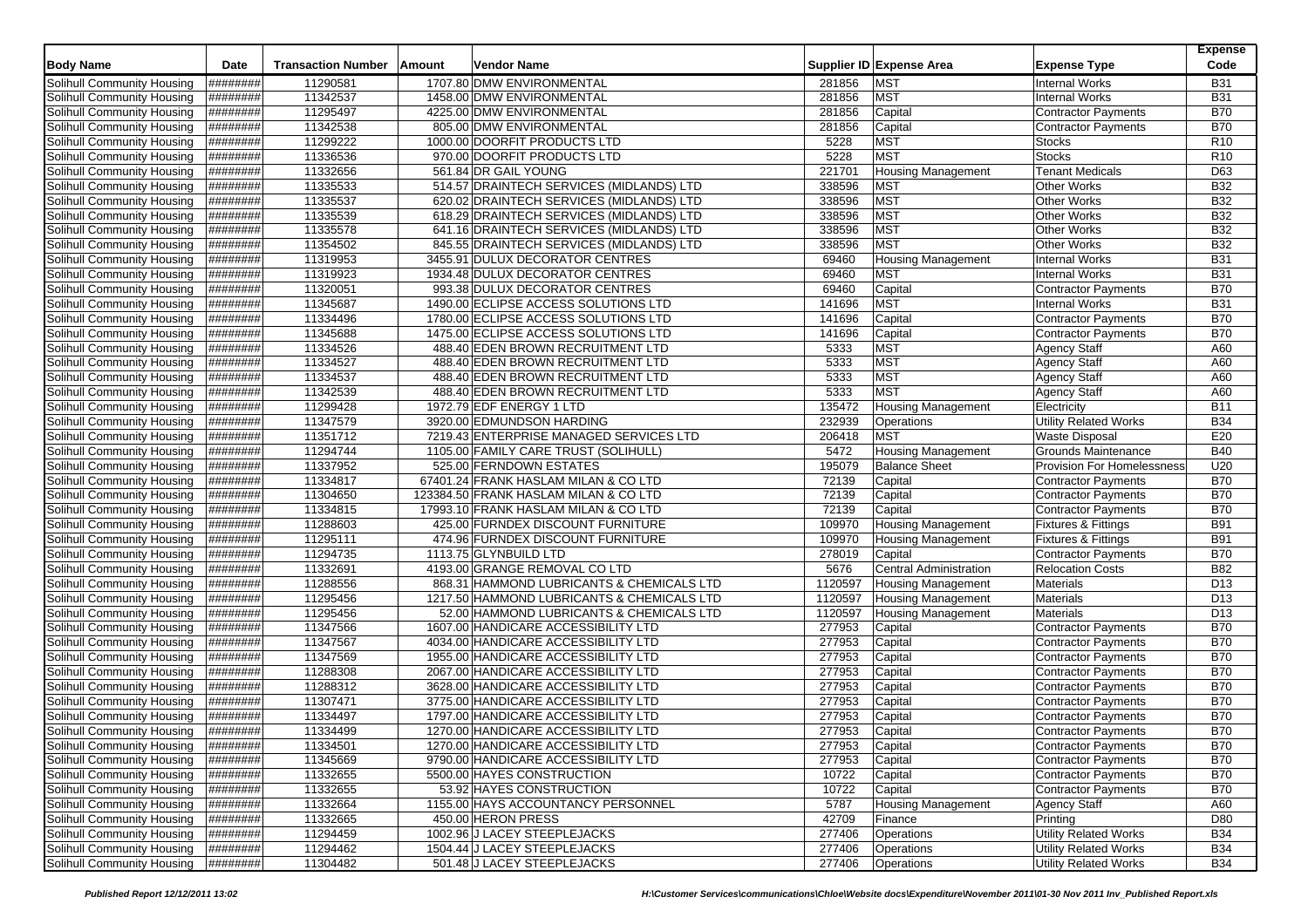| Body Name | Date | Transaction Number | Amount | Vendor Name | Supplier ID | Expense Area | Expense Type | Expense Code |
|---|---|---|---|---|---|---|---|---|
| Solihull Community Housing | ######## | 11290581 | 1707.80 | DMW ENVIRONMENTAL | 281856 | MST | Internal Works | B31 |
| Solihull Community Housing | ######## | 11342537 | 1458.00 | DMW ENVIRONMENTAL | 281856 | MST | Internal Works | B31 |
| Solihull Community Housing | ######## | 11295497 | 4225.00 | DMW ENVIRONMENTAL | 281856 | Capital | Contractor Payments | B70 |
| Solihull Community Housing | ######## | 11342538 | 805.00 | DMW ENVIRONMENTAL | 281856 | Capital | Contractor Payments | B70 |
| Solihull Community Housing | ######## | 11299222 | 1000.00 | DOORFIT PRODUCTS LTD | 5228 | MST | Stocks | R10 |
| Solihull Community Housing | ######## | 11336536 | 970.00 | DOORFIT PRODUCTS LTD | 5228 | MST | Stocks | R10 |
| Solihull Community Housing | ######## | 11332656 | 561.84 | DR GAIL YOUNG | 221701 | Housing Management | Tenant Medicals | D63 |
| Solihull Community Housing | ######## | 11335533 | 514.57 | DRAINTECH SERVICES (MIDLANDS) LTD | 338596 | MST | Other Works | B32 |
| Solihull Community Housing | ######## | 11335537 | 620.02 | DRAINTECH SERVICES (MIDLANDS) LTD | 338596 | MST | Other Works | B32 |
| Solihull Community Housing | ######## | 11335539 | 618.29 | DRAINTECH SERVICES (MIDLANDS) LTD | 338596 | MST | Other Works | B32 |
| Solihull Community Housing | ######## | 11335578 | 641.16 | DRAINTECH SERVICES (MIDLANDS) LTD | 338596 | MST | Other Works | B32 |
| Solihull Community Housing | ######## | 11354502 | 845.55 | DRAINTECH SERVICES (MIDLANDS) LTD | 338596 | MST | Other Works | B32 |
| Solihull Community Housing | ######## | 11319953 | 3455.91 | DULUX DECORATOR CENTRES | 69460 | Housing Management | Internal Works | B31 |
| Solihull Community Housing | ######## | 11319923 | 1934.48 | DULUX DECORATOR CENTRES | 69460 | MST | Internal Works | B31 |
| Solihull Community Housing | ######## | 11320051 | 993.38 | DULUX DECORATOR CENTRES | 69460 | Capital | Contractor Payments | B70 |
| Solihull Community Housing | ######## | 11345687 | 1490.00 | ECLIPSE ACCESS SOLUTIONS LTD | 141696 | MST | Internal Works | B31 |
| Solihull Community Housing | ######## | 11334496 | 1780.00 | ECLIPSE ACCESS SOLUTIONS LTD | 141696 | Capital | Contractor Payments | B70 |
| Solihull Community Housing | ######## | 11345688 | 1475.00 | ECLIPSE ACCESS SOLUTIONS LTD | 141696 | Capital | Contractor Payments | B70 |
| Solihull Community Housing | ######## | 11334526 | 488.40 | EDEN BROWN RECRUITMENT LTD | 5333 | MST | Agency Staff | A60 |
| Solihull Community Housing | ######## | 11334527 | 488.40 | EDEN BROWN RECRUITMENT LTD | 5333 | MST | Agency Staff | A60 |
| Solihull Community Housing | ######## | 11334537 | 488.40 | EDEN BROWN RECRUITMENT LTD | 5333 | MST | Agency Staff | A60 |
| Solihull Community Housing | ######## | 11342539 | 488.40 | EDEN BROWN RECRUITMENT LTD | 5333 | MST | Agency Staff | A60 |
| Solihull Community Housing | ######## | 11299428 | 1972.79 | EDF ENERGY 1 LTD | 135472 | Housing Management | Electricity | B11 |
| Solihull Community Housing | ######## | 11347579 | 3920.00 | EDMUNDSON HARDING | 232939 | Operations | Utility Related Works | B34 |
| Solihull Community Housing | ######## | 11351712 | 7219.43 | ENTERPRISE MANAGED SERVICES LTD | 206418 | MST | Waste Disposal | E20 |
| Solihull Community Housing | ######## | 11294744 | 1105.00 | FAMILY CARE TRUST (SOLIHULL) | 5472 | Housing Management | Grounds Maintenance | B40 |
| Solihull Community Housing | ######## | 11337952 | 525.00 | FERNDOWN ESTATES | 195079 | Balance Sheet | Provision For Homelessness | U20 |
| Solihull Community Housing | ######## | 11334817 | 67401.24 | FRANK HASLAM MILAN & CO LTD | 72139 | Capital | Contractor Payments | B70 |
| Solihull Community Housing | ######## | 11304650 | 123384.50 | FRANK HASLAM MILAN & CO LTD | 72139 | Capital | Contractor Payments | B70 |
| Solihull Community Housing | ######## | 11334815 | 17993.10 | FRANK HASLAM MILAN & CO LTD | 72139 | Capital | Contractor Payments | B70 |
| Solihull Community Housing | ######## | 11288603 | 425.00 | FURNDEX DISCOUNT FURNITURE | 109970 | Housing Management | Fixtures & Fittings | B91 |
| Solihull Community Housing | ######## | 11295111 | 474.96 | FURNDEX DISCOUNT FURNITURE | 109970 | Housing Management | Fixtures & Fittings | B91 |
| Solihull Community Housing | ######## | 11294735 | 1113.75 | GLYNBUILD LTD | 278019 | Capital | Contractor Payments | B70 |
| Solihull Community Housing | ######## | 11332691 | 4193.00 | GRANGE REMOVAL CO LTD | 5676 | Central Administration | Relocation Costs | B82 |
| Solihull Community Housing | ######## | 11288556 | 868.31 | HAMMOND LUBRICANTS & CHEMICALS LTD | 1120597 | Housing Management | Materials | D13 |
| Solihull Community Housing | ######## | 11295456 | 1217.50 | HAMMOND LUBRICANTS & CHEMICALS LTD | 1120597 | Housing Management | Materials | D13 |
| Solihull Community Housing | ######## | 11295456 | 52.00 | HAMMOND LUBRICANTS & CHEMICALS LTD | 1120597 | Housing Management | Materials | D13 |
| Solihull Community Housing | ######## | 11347566 | 1607.00 | HANDICARE ACCESSIBILITY LTD | 277953 | Capital | Contractor Payments | B70 |
| Solihull Community Housing | ######## | 11347567 | 4034.00 | HANDICARE ACCESSIBILITY LTD | 277953 | Capital | Contractor Payments | B70 |
| Solihull Community Housing | ######## | 11347569 | 1955.00 | HANDICARE ACCESSIBILITY LTD | 277953 | Capital | Contractor Payments | B70 |
| Solihull Community Housing | ######## | 11288308 | 2067.00 | HANDICARE ACCESSIBILITY LTD | 277953 | Capital | Contractor Payments | B70 |
| Solihull Community Housing | ######## | 11288312 | 3628.00 | HANDICARE ACCESSIBILITY LTD | 277953 | Capital | Contractor Payments | B70 |
| Solihull Community Housing | ######## | 11307471 | 3775.00 | HANDICARE ACCESSIBILITY LTD | 277953 | Capital | Contractor Payments | B70 |
| Solihull Community Housing | ######## | 11334497 | 1797.00 | HANDICARE ACCESSIBILITY LTD | 277953 | Capital | Contractor Payments | B70 |
| Solihull Community Housing | ######## | 11334499 | 1270.00 | HANDICARE ACCESSIBILITY LTD | 277953 | Capital | Contractor Payments | B70 |
| Solihull Community Housing | ######## | 11334501 | 1270.00 | HANDICARE ACCESSIBILITY LTD | 277953 | Capital | Contractor Payments | B70 |
| Solihull Community Housing | ######## | 11345669 | 9790.00 | HANDICARE ACCESSIBILITY LTD | 277953 | Capital | Contractor Payments | B70 |
| Solihull Community Housing | ######## | 11332655 | 5500.00 | HAYES CONSTRUCTION | 10722 | Capital | Contractor Payments | B70 |
| Solihull Community Housing | ######## | 11332655 | 53.92 | HAYES CONSTRUCTION | 10722 | Capital | Contractor Payments | B70 |
| Solihull Community Housing | ######## | 11332664 | 1155.00 | HAYS ACCOUNTANCY PERSONNEL | 5787 | Housing Management | Agency Staff | A60 |
| Solihull Community Housing | ######## | 11332665 | 450.00 | HERON PRESS | 42709 | Finance | Printing | D80 |
| Solihull Community Housing | ######## | 11294459 | 1002.96 | J LACEY STEEPLEJACKS | 277406 | Operations | Utility Related Works | B34 |
| Solihull Community Housing | ######## | 11294462 | 1504.44 | J LACEY STEEPLEJACKS | 277406 | Operations | Utility Related Works | B34 |
| Solihull Community Housing | ######## | 11304482 | 501.48 | J LACEY STEEPLEJACKS | 277406 | Operations | Utility Related Works | B34 |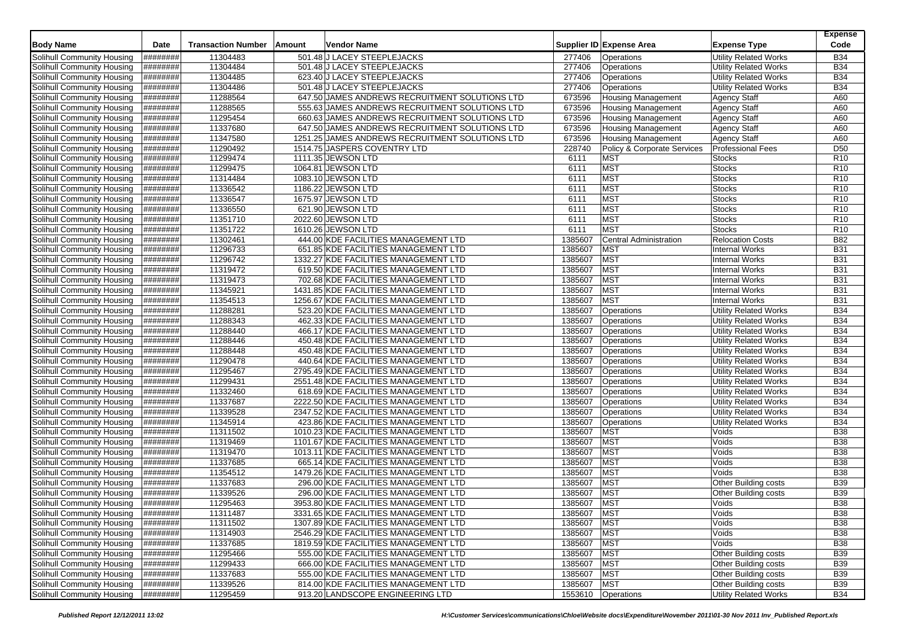| Body Name | Date | Transaction Number | Amount | Vendor Name | Supplier ID | Expense Area | Expense Type | Expense Code |
|---|---|---|---|---|---|---|---|---|
| Solihull Community Housing | ######## | 11304483 | 501.48 | J LACEY STEEPLEJACKS | 277406 | Operations | Utility Related Works | B34 |
| Solihull Community Housing | ######## | 11304484 | 501.48 | J LACEY STEEPLEJACKS | 277406 | Operations | Utility Related Works | B34 |
| Solihull Community Housing | ######## | 11304485 | 623.40 | J LACEY STEEPLEJACKS | 277406 | Operations | Utility Related Works | B34 |
| Solihull Community Housing | ######## | 11304486 | 501.48 | J LACEY STEEPLEJACKS | 277406 | Operations | Utility Related Works | B34 |
| Solihull Community Housing | ######## | 11288564 | 647.50 | JAMES ANDREWS RECRUITMENT SOLUTIONS LTD | 673596 | Housing Management | Agency Staff | A60 |
| Solihull Community Housing | ######## | 11288565 | 555.63 | JAMES ANDREWS RECRUITMENT SOLUTIONS LTD | 673596 | Housing Management | Agency Staff | A60 |
| Solihull Community Housing | ######## | 11295454 | 660.63 | JAMES ANDREWS RECRUITMENT SOLUTIONS LTD | 673596 | Housing Management | Agency Staff | A60 |
| Solihull Community Housing | ######## | 11337680 | 647.50 | JAMES ANDREWS RECRUITMENT SOLUTIONS LTD | 673596 | Housing Management | Agency Staff | A60 |
| Solihull Community Housing | ######## | 11347580 | 1251.25 | JAMES ANDREWS RECRUITMENT SOLUTIONS LTD | 673596 | Housing Management | Agency Staff | A60 |
| Solihull Community Housing | ######## | 11290492 | 1514.75 | JASPERS COVENTRY LTD | 228740 | Policy & Corporate Services | Professional Fees | D50 |
| Solihull Community Housing | ######## | 11299474 | 1111.35 | JEWSON LTD | 6111 | MST | Stocks | R10 |
| Solihull Community Housing | ######## | 11299475 | 1064.81 | JEWSON LTD | 6111 | MST | Stocks | R10 |
| Solihull Community Housing | ######## | 11314484 | 1083.10 | JEWSON LTD | 6111 | MST | Stocks | R10 |
| Solihull Community Housing | ######## | 11336542 | 1186.22 | JEWSON LTD | 6111 | MST | Stocks | R10 |
| Solihull Community Housing | ######## | 11336547 | 1675.97 | JEWSON LTD | 6111 | MST | Stocks | R10 |
| Solihull Community Housing | ######## | 11336550 | 621.90 | JEWSON LTD | 6111 | MST | Stocks | R10 |
| Solihull Community Housing | ######## | 11351710 | 2022.60 | JEWSON LTD | 6111 | MST | Stocks | R10 |
| Solihull Community Housing | ######## | 11351722 | 1610.26 | JEWSON LTD | 6111 | MST | Stocks | R10 |
| Solihull Community Housing | ######## | 11302461 | 444.00 | KDE FACILITIES MANAGEMENT LTD | 1385607 | Central Administration | Relocation Costs | B82 |
| Solihull Community Housing | ######## | 11296733 | 651.85 | KDE FACILITIES MANAGEMENT LTD | 1385607 | MST | Internal Works | B31 |
| Solihull Community Housing | ######## | 11296742 | 1332.27 | KDE FACILITIES MANAGEMENT LTD | 1385607 | MST | Internal Works | B31 |
| Solihull Community Housing | ######## | 11319472 | 619.50 | KDE FACILITIES MANAGEMENT LTD | 1385607 | MST | Internal Works | B31 |
| Solihull Community Housing | ######## | 11319473 | 702.68 | KDE FACILITIES MANAGEMENT LTD | 1385607 | MST | Internal Works | B31 |
| Solihull Community Housing | ######## | 11345921 | 1431.85 | KDE FACILITIES MANAGEMENT LTD | 1385607 | MST | Internal Works | B31 |
| Solihull Community Housing | ######## | 11354513 | 1256.67 | KDE FACILITIES MANAGEMENT LTD | 1385607 | MST | Internal Works | B31 |
| Solihull Community Housing | ######## | 11288281 | 523.20 | KDE FACILITIES MANAGEMENT LTD | 1385607 | Operations | Utility Related Works | B34 |
| Solihull Community Housing | ######## | 11288343 | 462.33 | KDE FACILITIES MANAGEMENT LTD | 1385607 | Operations | Utility Related Works | B34 |
| Solihull Community Housing | ######## | 11288440 | 466.17 | KDE FACILITIES MANAGEMENT LTD | 1385607 | Operations | Utility Related Works | B34 |
| Solihull Community Housing | ######## | 11288446 | 450.48 | KDE FACILITIES MANAGEMENT LTD | 1385607 | Operations | Utility Related Works | B34 |
| Solihull Community Housing | ######## | 11288448 | 450.48 | KDE FACILITIES MANAGEMENT LTD | 1385607 | Operations | Utility Related Works | B34 |
| Solihull Community Housing | ######## | 11290478 | 440.64 | KDE FACILITIES MANAGEMENT LTD | 1385607 | Operations | Utility Related Works | B34 |
| Solihull Community Housing | ######## | 11295467 | 2795.49 | KDE FACILITIES MANAGEMENT LTD | 1385607 | Operations | Utility Related Works | B34 |
| Solihull Community Housing | ######## | 11299431 | 2551.48 | KDE FACILITIES MANAGEMENT LTD | 1385607 | Operations | Utility Related Works | B34 |
| Solihull Community Housing | ######## | 11332460 | 618.69 | KDE FACILITIES MANAGEMENT LTD | 1385607 | Operations | Utility Related Works | B34 |
| Solihull Community Housing | ######## | 11337687 | 2222.50 | KDE FACILITIES MANAGEMENT LTD | 1385607 | Operations | Utility Related Works | B34 |
| Solihull Community Housing | ######## | 11339528 | 2347.52 | KDE FACILITIES MANAGEMENT LTD | 1385607 | Operations | Utility Related Works | B34 |
| Solihull Community Housing | ######## | 11345914 | 423.86 | KDE FACILITIES MANAGEMENT LTD | 1385607 | Operations | Utility Related Works | B34 |
| Solihull Community Housing | ######## | 11311502 | 1010.23 | KDE FACILITIES MANAGEMENT LTD | 1385607 | MST | Voids | B38 |
| Solihull Community Housing | ######## | 11319469 | 1101.67 | KDE FACILITIES MANAGEMENT LTD | 1385607 | MST | Voids | B38 |
| Solihull Community Housing | ######## | 11319470 | 1013.11 | KDE FACILITIES MANAGEMENT LTD | 1385607 | MST | Voids | B38 |
| Solihull Community Housing | ######## | 11337685 | 665.14 | KDE FACILITIES MANAGEMENT LTD | 1385607 | MST | Voids | B38 |
| Solihull Community Housing | ######## | 11354512 | 1479.26 | KDE FACILITIES MANAGEMENT LTD | 1385607 | MST | Voids | B38 |
| Solihull Community Housing | ######## | 11337683 | 296.00 | KDE FACILITIES MANAGEMENT LTD | 1385607 | MST | Other Building costs | B39 |
| Solihull Community Housing | ######## | 11339526 | 296.00 | KDE FACILITIES MANAGEMENT LTD | 1385607 | MST | Other Building costs | B39 |
| Solihull Community Housing | ######## | 11295463 | 3953.80 | KDE FACILITIES MANAGEMENT LTD | 1385607 | MST | Voids | B38 |
| Solihull Community Housing | ######## | 11311487 | 3331.65 | KDE FACILITIES MANAGEMENT LTD | 1385607 | MST | Voids | B38 |
| Solihull Community Housing | ######## | 11311502 | 1307.89 | KDE FACILITIES MANAGEMENT LTD | 1385607 | MST | Voids | B38 |
| Solihull Community Housing | ######## | 11314903 | 2546.29 | KDE FACILITIES MANAGEMENT LTD | 1385607 | MST | Voids | B38 |
| Solihull Community Housing | ######## | 11337685 | 1819.59 | KDE FACILITIES MANAGEMENT LTD | 1385607 | MST | Voids | B38 |
| Solihull Community Housing | ######## | 11295466 | 555.00 | KDE FACILITIES MANAGEMENT LTD | 1385607 | MST | Other Building costs | B39 |
| Solihull Community Housing | ######## | 11299433 | 666.00 | KDE FACILITIES MANAGEMENT LTD | 1385607 | MST | Other Building costs | B39 |
| Solihull Community Housing | ######## | 11337683 | 555.00 | KDE FACILITIES MANAGEMENT LTD | 1385607 | MST | Other Building costs | B39 |
| Solihull Community Housing | ######## | 11339526 | 814.00 | KDE FACILITIES MANAGEMENT LTD | 1385607 | MST | Other Building costs | B39 |
| Solihull Community Housing | ######## | 11295459 | 913.20 | LANDSCOPE ENGINEERING LTD | 1553610 | Operations | Utility Related Works | B34 |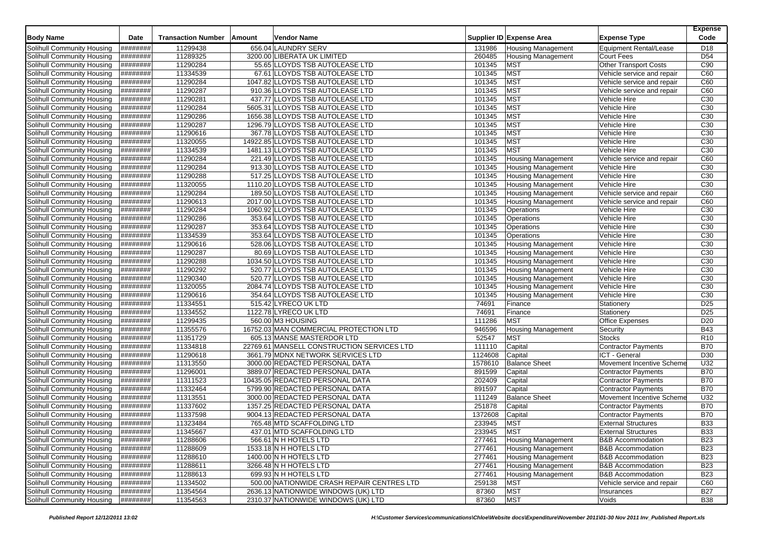| Body Name | Date | Transaction Number | Amount | Vendor Name | Supplier ID | Expense Area | Expense Type | Expense Code |
|---|---|---|---|---|---|---|---|---|
| Solihull Community Housing | ######## | 11289438 | 656.04 | LAUNDRY SERV | 131986 | Housing Management | Equipment Rental/Lease | D18 |
| Solihull Community Housing | ######## | 11289325 | 3200.00 | LIBERATA UK LIMITED | 260485 | Housing Management | Court Fees | D54 |
| Solihull Community Housing | ######## | 11290284 | 55.65 | LLOYDS TSB AUTOLEASE LTD | 101345 | MST | Other Transport Costs | C90 |
| Solihull Community Housing | ######## | 11334539 | 67.61 | LLOYDS TSB AUTOLEASE LTD | 101345 | MST | Vehicle service and repair | C60 |
| Solihull Community Housing | ######## | 11290284 | 1047.82 | LLOYDS TSB AUTOLEASE LTD | 101345 | MST | Vehicle service and repair | C60 |
| Solihull Community Housing | ######## | 11290287 | 910.36 | LLOYDS TSB AUTOLEASE LTD | 101345 | MST | Vehicle service and repair | C60 |
| Solihull Community Housing | ######## | 11290281 | 437.77 | LLOYDS TSB AUTOLEASE LTD | 101345 | MST | Vehicle Hire | C30 |
| Solihull Community Housing | ######## | 11290284 | 5605.31 | LLOYDS TSB AUTOLEASE LTD | 101345 | MST | Vehicle Hire | C30 |
| Solihull Community Housing | ######## | 11290286 | 1656.38 | LLOYDS TSB AUTOLEASE LTD | 101345 | MST | Vehicle Hire | C30 |
| Solihull Community Housing | ######## | 11290287 | 1296.79 | LLOYDS TSB AUTOLEASE LTD | 101345 | MST | Vehicle Hire | C30 |
| Solihull Community Housing | ######## | 11290616 | 367.78 | LLOYDS TSB AUTOLEASE LTD | 101345 | MST | Vehicle Hire | C30 |
| Solihull Community Housing | ######## | 11320055 | 14922.85 | LLOYDS TSB AUTOLEASE LTD | 101345 | MST | Vehicle Hire | C30 |
| Solihull Community Housing | ######## | 11334539 | 1481.13 | LLOYDS TSB AUTOLEASE LTD | 101345 | MST | Vehicle Hire | C30 |
| Solihull Community Housing | ######## | 11290284 | 221.49 | LLOYDS TSB AUTOLEASE LTD | 101345 | Housing Management | Vehicle service and repair | C60 |
| Solihull Community Housing | ######## | 11290284 | 913.30 | LLOYDS TSB AUTOLEASE LTD | 101345 | Housing Management | Vehicle Hire | C30 |
| Solihull Community Housing | ######## | 11290288 | 517.25 | LLOYDS TSB AUTOLEASE LTD | 101345 | Housing Management | Vehicle Hire | C30 |
| Solihull Community Housing | ######## | 11320055 | 1110.20 | LLOYDS TSB AUTOLEASE LTD | 101345 | Housing Management | Vehicle Hire | C30 |
| Solihull Community Housing | ######## | 11290284 | 189.50 | LLOYDS TSB AUTOLEASE LTD | 101345 | Housing Management | Vehicle service and repair | C60 |
| Solihull Community Housing | ######## | 11290613 | 2017.00 | LLOYDS TSB AUTOLEASE LTD | 101345 | Housing Management | Vehicle service and repair | C60 |
| Solihull Community Housing | ######## | 11290284 | 1060.92 | LLOYDS TSB AUTOLEASE LTD | 101345 | Operations | Vehicle Hire | C30 |
| Solihull Community Housing | ######## | 11290286 | 353.64 | LLOYDS TSB AUTOLEASE LTD | 101345 | Operations | Vehicle Hire | C30 |
| Solihull Community Housing | ######## | 11290287 | 353.64 | LLOYDS TSB AUTOLEASE LTD | 101345 | Operations | Vehicle Hire | C30 |
| Solihull Community Housing | ######## | 11334539 | 353.64 | LLOYDS TSB AUTOLEASE LTD | 101345 | Operations | Vehicle Hire | C30 |
| Solihull Community Housing | ######## | 11290616 | 528.06 | LLOYDS TSB AUTOLEASE LTD | 101345 | Housing Management | Vehicle Hire | C30 |
| Solihull Community Housing | ######## | 11290287 | 80.69 | LLOYDS TSB AUTOLEASE LTD | 101345 | Housing Management | Vehicle Hire | C30 |
| Solihull Community Housing | ######## | 11290288 | 1034.50 | LLOYDS TSB AUTOLEASE LTD | 101345 | Housing Management | Vehicle Hire | C30 |
| Solihull Community Housing | ######## | 11290292 | 520.77 | LLOYDS TSB AUTOLEASE LTD | 101345 | Housing Management | Vehicle Hire | C30 |
| Solihull Community Housing | ######## | 11290340 | 520.77 | LLOYDS TSB AUTOLEASE LTD | 101345 | Housing Management | Vehicle Hire | C30 |
| Solihull Community Housing | ######## | 11320055 | 2084.74 | LLOYDS TSB AUTOLEASE LTD | 101345 | Housing Management | Vehicle Hire | C30 |
| Solihull Community Housing | ######## | 11290616 | 354.64 | LLOYDS TSB AUTOLEASE LTD | 101345 | Housing Management | Vehicle Hire | C30 |
| Solihull Community Housing | ######## | 11334551 | 515.42 | LYRECO UK LTD | 74691 | Finance | Stationery | D25 |
| Solihull Community Housing | ######## | 11334552 | 1122.78 | LYRECO UK LTD | 74691 | Finance | Stationery | D25 |
| Solihull Community Housing | ######## | 11299435 | 560.00 | M3 HOUSING | 111286 | MST | Office Expenses | D20 |
| Solihull Community Housing | ######## | 11355576 | 16752.03 | MAN COMMERCIAL PROTECTION LTD | 946596 | Housing Management | Security | B43 |
| Solihull Community Housing | ######## | 11351729 | 605.13 | MANSE MASTERDOR LTD | 52547 | MST | Stocks | R10 |
| Solihull Community Housing | ######## | 11334818 | 22769.61 | MANSELL CONSTRUCTION SERVICES LTD | 111110 | Capital | Contractor Payments | B70 |
| Solihull Community Housing | ######## | 11290618 | 3661.79 | MDNX NETWORK SERVICES LTD | 1124608 | Capital | ICT - General | D30 |
| Solihull Community Housing | ######## | 11313550 | 3000.00 | REDACTED PERSONAL DATA | 1578610 | Balance Sheet | Movement Incentive Scheme | U32 |
| Solihull Community Housing | ######## | 11296001 | 3889.07 | REDACTED PERSONAL DATA | 891599 | Capital | Contractor Payments | B70 |
| Solihull Community Housing | ######## | 11311523 | 10435.05 | REDACTED PERSONAL DATA | 202409 | Capital | Contractor Payments | B70 |
| Solihull Community Housing | ######## | 11332464 | 5799.90 | REDACTED PERSONAL DATA | 891597 | Capital | Contractor Payments | B70 |
| Solihull Community Housing | ######## | 11313551 | 3000.00 | REDACTED PERSONAL DATA | 111249 | Balance Sheet | Movement Incentive Scheme | U32 |
| Solihull Community Housing | ######## | 11337602 | 1357.25 | REDACTED PERSONAL DATA | 251878 | Capital | Contractor Payments | B70 |
| Solihull Community Housing | ######## | 11337598 | 9004.13 | REDACTED PERSONAL DATA | 1372608 | Capital | Contractor Payments | B70 |
| Solihull Community Housing | ######## | 11323484 | 765.48 | MTD SCAFFOLDING LTD | 233945 | MST | External Structures | B33 |
| Solihull Community Housing | ######## | 11345667 | 437.01 | MTD SCAFFOLDING LTD | 233945 | MST | External Structures | B33 |
| Solihull Community Housing | ######## | 11288606 | 566.61 | N H HOTELS LTD | 277461 | Housing Management | B&B Accommodation | B23 |
| Solihull Community Housing | ######## | 11288609 | 1533.18 | N H HOTELS LTD | 277461 | Housing Management | B&B Accommodation | B23 |
| Solihull Community Housing | ######## | 11288610 | 1400.00 | N H HOTELS LTD | 277461 | Housing Management | B&B Accommodation | B23 |
| Solihull Community Housing | ######## | 11288611 | 3266.48 | N H HOTELS LTD | 277461 | Housing Management | B&B Accommodation | B23 |
| Solihull Community Housing | ######## | 11288613 | 699.93 | N H HOTELS LTD | 277461 | Housing Management | B&B Accommodation | B23 |
| Solihull Community Housing | ######## | 11334502 | 500.00 | NATIONWIDE CRASH REPAIR CENTRES LTD | 259138 | MST | Vehicle service and repair | C60 |
| Solihull Community Housing | ######## | 11354564 | 2636.13 | NATIONWIDE WINDOWS (UK) LTD | 87360 | MST | Insurances | B27 |
| Solihull Community Housing | ######## | 11354563 | 2310.37 | NATIONWIDE WINDOWS (UK) LTD | 87360 | MST | Voids | B38 |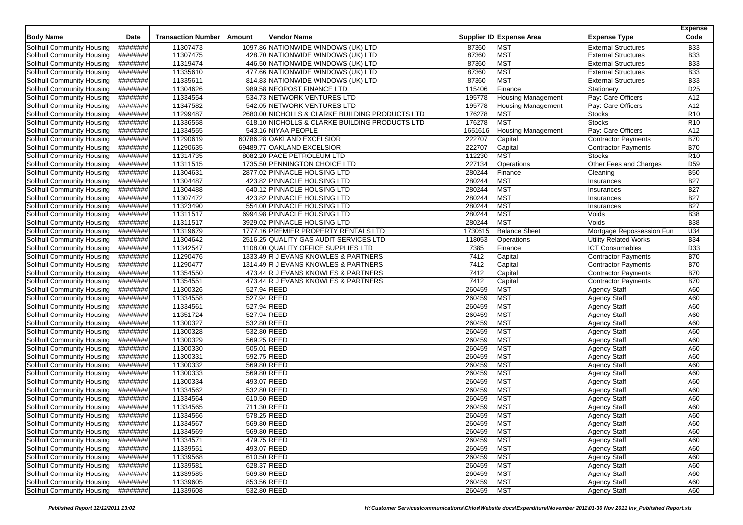| Body Name | Date | Transaction Number | Amount | Vendor Name | Supplier ID | Expense Area | Expense Type | Expense Code |
|---|---|---|---|---|---|---|---|---|
| Solihull Community Housing | ######## | 11307473 | 1097.86 | NATIONWIDE WINDOWS (UK) LTD | 87360 | MST | External Structures | B33 |
| Solihull Community Housing | ######## | 11307475 | 428.70 | NATIONWIDE WINDOWS (UK) LTD | 87360 | MST | External Structures | B33 |
| Solihull Community Housing | ######## | 11319474 | 446.50 | NATIONWIDE WINDOWS (UK) LTD | 87360 | MST | External Structures | B33 |
| Solihull Community Housing | ######## | 11335610 | 477.66 | NATIONWIDE WINDOWS (UK) LTD | 87360 | MST | External Structures | B33 |
| Solihull Community Housing | ######## | 11335611 | 814.83 | NATIONWIDE WINDOWS (UK) LTD | 87360 | MST | External Structures | B33 |
| Solihull Community Housing | ######## | 11304626 | 989.58 | NEOPOST FINANCE LTD | 115406 | Finance | Stationery | D25 |
| Solihull Community Housing | ######## | 11334554 | 534.73 | NETWORK VENTURES LTD | 195778 | Housing Management | Pay: Care Officers | A12 |
| Solihull Community Housing | ######## | 11347582 | 542.05 | NETWORK VENTURES LTD | 195778 | Housing Management | Pay: Care Officers | A12 |
| Solihull Community Housing | ######## | 11299487 | 2680.00 | NICHOLLS & CLARKE BUILDING PRODUCTS LTD | 176278 | MST | Stocks | R10 |
| Solihull Community Housing | ######## | 11336558 | 618.10 | NICHOLLS & CLARKE BUILDING PRODUCTS LTD | 176278 | MST | Stocks | R10 |
| Solihull Community Housing | ######## | 11334555 | 543.16 | NIYAA PEOPLE | 1651616 | Housing Management | Pay: Care Officers | A12 |
| Solihull Community Housing | ######## | 11290619 | 60786.28 | OAKLAND EXCELSIOR | 222707 | Capital | Contractor Payments | B70 |
| Solihull Community Housing | ######## | 11290635 | 69489.77 | OAKLAND EXCELSIOR | 222707 | Capital | Contractor Payments | B70 |
| Solihull Community Housing | ######## | 11314735 | 8082.20 | PACE PETROLEUM LTD | 112230 | MST | Stocks | R10 |
| Solihull Community Housing | ######## | 11311515 | 1735.50 | PENNINGTON CHOICE LTD | 227134 | Operations | Other Fees and Charges | D59 |
| Solihull Community Housing | ######## | 11304631 | 2877.02 | PINNACLE HOUSING LTD | 280244 | Finance | Cleaning | B50 |
| Solihull Community Housing | ######## | 11304487 | 423.82 | PINNACLE HOUSING LTD | 280244 | MST | Insurances | B27 |
| Solihull Community Housing | ######## | 11304488 | 640.12 | PINNACLE HOUSING LTD | 280244 | MST | Insurances | B27 |
| Solihull Community Housing | ######## | 11307472 | 423.82 | PINNACLE HOUSING LTD | 280244 | MST | Insurances | B27 |
| Solihull Community Housing | ######## | 11323490 | 554.00 | PINNACLE HOUSING LTD | 280244 | MST | Insurances | B27 |
| Solihull Community Housing | ######## | 11311517 | 6994.98 | PINNACLE HOUSING LTD | 280244 | MST | Voids | B38 |
| Solihull Community Housing | ######## | 11311517 | 3929.02 | PINNACLE HOUSING LTD | 280244 | MST | Voids | B38 |
| Solihull Community Housing | ######## | 11319679 | 1777.16 | PREMIER PROPERTY RENTALS LTD | 1730615 | Balance Sheet | Mortgage Repossession Fun | U34 |
| Solihull Community Housing | ######## | 11304642 | 2516.25 | QUALITY GAS AUDIT SERVICES LTD | 118053 | Operations | Utility Related Works | B34 |
| Solihull Community Housing | ######## | 11342547 | 1108.00 | QUALITY OFFICE SUPPLIES LTD | 7385 | Finance | ICT Consumables | D33 |
| Solihull Community Housing | ######## | 11290476 | 1333.49 | R J EVANS KNOWLES & PARTNERS | 7412 | Capital | Contractor Payments | B70 |
| Solihull Community Housing | ######## | 11290477 | 1314.49 | R J EVANS KNOWLES & PARTNERS | 7412 | Capital | Contractor Payments | B70 |
| Solihull Community Housing | ######## | 11354550 | 473.44 | R J EVANS KNOWLES & PARTNERS | 7412 | Capital | Contractor Payments | B70 |
| Solihull Community Housing | ######## | 11354551 | 473.44 | R J EVANS KNOWLES & PARTNERS | 7412 | Capital | Contractor Payments | B70 |
| Solihull Community Housing | ######## | 11300326 | 527.94 | REED | 260459 | MST | Agency Staff | A60 |
| Solihull Community Housing | ######## | 11334558 | 527.94 | REED | 260459 | MST | Agency Staff | A60 |
| Solihull Community Housing | ######## | 11334561 | 527.94 | REED | 260459 | MST | Agency Staff | A60 |
| Solihull Community Housing | ######## | 11351724 | 527.94 | REED | 260459 | MST | Agency Staff | A60 |
| Solihull Community Housing | ######## | 11300327 | 532.80 | REED | 260459 | MST | Agency Staff | A60 |
| Solihull Community Housing | ######## | 11300328 | 532.80 | REED | 260459 | MST | Agency Staff | A60 |
| Solihull Community Housing | ######## | 11300329 | 569.25 | REED | 260459 | MST | Agency Staff | A60 |
| Solihull Community Housing | ######## | 11300330 | 505.01 | REED | 260459 | MST | Agency Staff | A60 |
| Solihull Community Housing | ######## | 11300331 | 592.75 | REED | 260459 | MST | Agency Staff | A60 |
| Solihull Community Housing | ######## | 11300332 | 569.80 | REED | 260459 | MST | Agency Staff | A60 |
| Solihull Community Housing | ######## | 11300333 | 569.80 | REED | 260459 | MST | Agency Staff | A60 |
| Solihull Community Housing | ######## | 11300334 | 493.07 | REED | 260459 | MST | Agency Staff | A60 |
| Solihull Community Housing | ######## | 11334562 | 532.80 | REED | 260459 | MST | Agency Staff | A60 |
| Solihull Community Housing | ######## | 11334564 | 610.50 | REED | 260459 | MST | Agency Staff | A60 |
| Solihull Community Housing | ######## | 11334565 | 711.30 | REED | 260459 | MST | Agency Staff | A60 |
| Solihull Community Housing | ######## | 11334566 | 578.25 | REED | 260459 | MST | Agency Staff | A60 |
| Solihull Community Housing | ######## | 11334567 | 569.80 | REED | 260459 | MST | Agency Staff | A60 |
| Solihull Community Housing | ######## | 11334569 | 569.80 | REED | 260459 | MST | Agency Staff | A60 |
| Solihull Community Housing | ######## | 11334571 | 479.75 | REED | 260459 | MST | Agency Staff | A60 |
| Solihull Community Housing | ######## | 11339551 | 493.07 | REED | 260459 | MST | Agency Staff | A60 |
| Solihull Community Housing | ######## | 11339568 | 610.50 | REED | 260459 | MST | Agency Staff | A60 |
| Solihull Community Housing | ######## | 11339581 | 628.37 | REED | 260459 | MST | Agency Staff | A60 |
| Solihull Community Housing | ######## | 11339585 | 569.80 | REED | 260459 | MST | Agency Staff | A60 |
| Solihull Community Housing | ######## | 11339605 | 853.56 | REED | 260459 | MST | Agency Staff | A60 |
| Solihull Community Housing | ######## | 11339608 | 532.80 | REED | 260459 | MST | Agency Staff | A60 |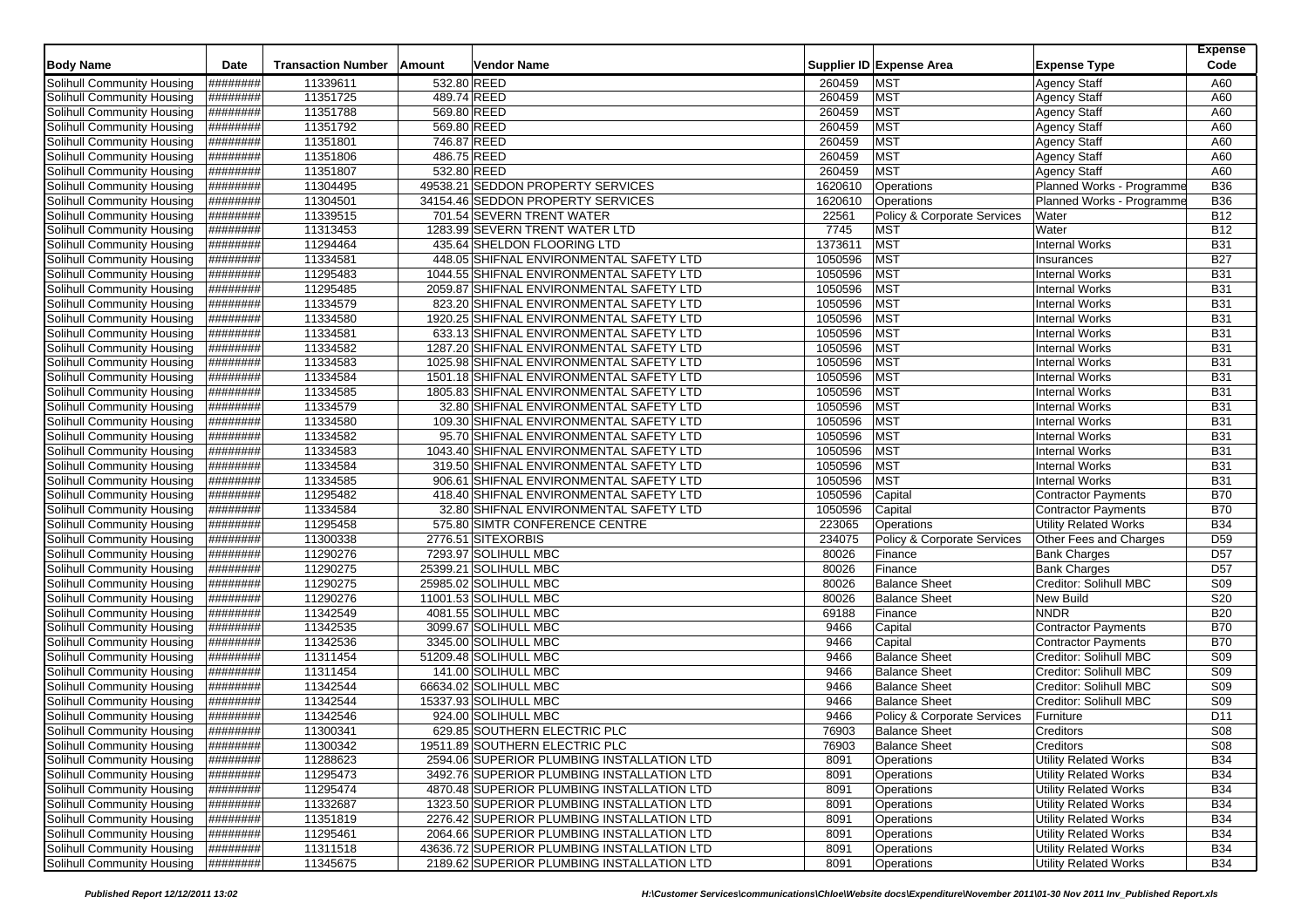| Body Name | Date | Transaction Number | Amount | Vendor Name | Supplier ID | Expense Area | Expense Type | Expense Code |
|---|---|---|---|---|---|---|---|---|
| Solihull Community Housing | ######## | 11339611 | 532.80 | REED | 260459 | MST | Agency Staff | A60 |
| Solihull Community Housing | ######## | 11351725 | 489.74 | REED | 260459 | MST | Agency Staff | A60 |
| Solihull Community Housing | ######## | 11351788 | 569.80 | REED | 260459 | MST | Agency Staff | A60 |
| Solihull Community Housing | ######## | 11351792 | 569.80 | REED | 260459 | MST | Agency Staff | A60 |
| Solihull Community Housing | ######## | 11351801 | 746.87 | REED | 260459 | MST | Agency Staff | A60 |
| Solihull Community Housing | ######## | 11351806 | 486.75 | REED | 260459 | MST | Agency Staff | A60 |
| Solihull Community Housing | ######## | 11351807 | 532.80 | REED | 260459 | MST | Agency Staff | A60 |
| Solihull Community Housing | ######## | 11304495 | 49538.21 | SEDDON PROPERTY SERVICES | 1620610 | Operations | Planned Works - Programme | B36 |
| Solihull Community Housing | ######## | 11304501 | 34154.46 | SEDDON PROPERTY SERVICES | 1620610 | Operations | Planned Works - Programme | B36 |
| Solihull Community Housing | ######## | 11339515 | 701.54 | SEVERN TRENT WATER | 22561 | Policy & Corporate Services | Water | B12 |
| Solihull Community Housing | ######## | 11313453 | 1283.99 | SEVERN TRENT WATER LTD | 7745 | MST | Water | B12 |
| Solihull Community Housing | ######## | 11294464 | 435.64 | SHELDON FLOORING LTD | 1373611 | MST | Internal Works | B31 |
| Solihull Community Housing | ######## | 11334581 | 448.05 | SHIFNAL ENVIRONMENTAL SAFETY LTD | 1050596 | MST | Insurances | B27 |
| Solihull Community Housing | ######## | 11295483 | 1044.55 | SHIFNAL ENVIRONMENTAL SAFETY LTD | 1050596 | MST | Internal Works | B31 |
| Solihull Community Housing | ######## | 11295485 | 2059.87 | SHIFNAL ENVIRONMENTAL SAFETY LTD | 1050596 | MST | Internal Works | B31 |
| Solihull Community Housing | ######## | 11334579 | 823.20 | SHIFNAL ENVIRONMENTAL SAFETY LTD | 1050596 | MST | Internal Works | B31 |
| Solihull Community Housing | ######## | 11334580 | 1920.25 | SHIFNAL ENVIRONMENTAL SAFETY LTD | 1050596 | MST | Internal Works | B31 |
| Solihull Community Housing | ######## | 11334581 | 633.13 | SHIFNAL ENVIRONMENTAL SAFETY LTD | 1050596 | MST | Internal Works | B31 |
| Solihull Community Housing | ######## | 11334582 | 1287.20 | SHIFNAL ENVIRONMENTAL SAFETY LTD | 1050596 | MST | Internal Works | B31 |
| Solihull Community Housing | ######## | 11334583 | 1025.98 | SHIFNAL ENVIRONMENTAL SAFETY LTD | 1050596 | MST | Internal Works | B31 |
| Solihull Community Housing | ######## | 11334584 | 1501.18 | SHIFNAL ENVIRONMENTAL SAFETY LTD | 1050596 | MST | Internal Works | B31 |
| Solihull Community Housing | ######## | 11334585 | 1805.83 | SHIFNAL ENVIRONMENTAL SAFETY LTD | 1050596 | MST | Internal Works | B31 |
| Solihull Community Housing | ######## | 11334579 | 32.80 | SHIFNAL ENVIRONMENTAL SAFETY LTD | 1050596 | MST | Internal Works | B31 |
| Solihull Community Housing | ######## | 11334580 | 109.30 | SHIFNAL ENVIRONMENTAL SAFETY LTD | 1050596 | MST | Internal Works | B31 |
| Solihull Community Housing | ######## | 11334582 | 95.70 | SHIFNAL ENVIRONMENTAL SAFETY LTD | 1050596 | MST | Internal Works | B31 |
| Solihull Community Housing | ######## | 11334583 | 1043.40 | SHIFNAL ENVIRONMENTAL SAFETY LTD | 1050596 | MST | Internal Works | B31 |
| Solihull Community Housing | ######## | 11334584 | 319.50 | SHIFNAL ENVIRONMENTAL SAFETY LTD | 1050596 | MST | Internal Works | B31 |
| Solihull Community Housing | ######## | 11334585 | 906.61 | SHIFNAL ENVIRONMENTAL SAFETY LTD | 1050596 | MST | Internal Works | B31 |
| Solihull Community Housing | ######## | 11295482 | 418.40 | SHIFNAL ENVIRONMENTAL SAFETY LTD | 1050596 | Capital | Contractor Payments | B70 |
| Solihull Community Housing | ######## | 11334584 | 32.80 | SHIFNAL ENVIRONMENTAL SAFETY LTD | 1050596 | Capital | Contractor Payments | B70 |
| Solihull Community Housing | ######## | 11295458 | 575.80 | SIMTR CONFERENCE CENTRE | 223065 | Operations | Utility Related Works | B34 |
| Solihull Community Housing | ######## | 11300338 | 2776.51 | SITEXORBIS | 234075 | Policy & Corporate Services | Other Fees and Charges | D59 |
| Solihull Community Housing | ######## | 11290276 | 7293.97 | SOLIHULL MBC | 80026 | Finance | Bank Charges | D57 |
| Solihull Community Housing | ######## | 11290275 | 25399.21 | SOLIHULL MBC | 80026 | Finance | Bank Charges | D57 |
| Solihull Community Housing | ######## | 11290275 | 25985.02 | SOLIHULL MBC | 80026 | Balance Sheet | Creditor: Solihull MBC | S09 |
| Solihull Community Housing | ######## | 11290276 | 11001.53 | SOLIHULL MBC | 80026 | Balance Sheet | New Build | S20 |
| Solihull Community Housing | ######## | 11342549 | 4081.55 | SOLIHULL MBC | 69188 | Finance | NNDR | B20 |
| Solihull Community Housing | ######## | 11342535 | 3099.67 | SOLIHULL MBC | 9466 | Capital | Contractor Payments | B70 |
| Solihull Community Housing | ######## | 11342536 | 3345.00 | SOLIHULL MBC | 9466 | Capital | Contractor Payments | B70 |
| Solihull Community Housing | ######## | 11311454 | 51209.48 | SOLIHULL MBC | 9466 | Balance Sheet | Creditor: Solihull MBC | S09 |
| Solihull Community Housing | ######## | 11311454 | 141.00 | SOLIHULL MBC | 9466 | Balance Sheet | Creditor: Solihull MBC | S09 |
| Solihull Community Housing | ######## | 11342544 | 66634.02 | SOLIHULL MBC | 9466 | Balance Sheet | Creditor: Solihull MBC | S09 |
| Solihull Community Housing | ######## | 11342544 | 15337.93 | SOLIHULL MBC | 9466 | Balance Sheet | Creditor: Solihull MBC | S09 |
| Solihull Community Housing | ######## | 11342546 | 924.00 | SOLIHULL MBC | 9466 | Policy & Corporate Services | Furniture | D11 |
| Solihull Community Housing | ######## | 11300341 | 629.85 | SOUTHERN ELECTRIC PLC | 76903 | Balance Sheet | Creditors | S08 |
| Solihull Community Housing | ######## | 11300342 | 19511.89 | SOUTHERN ELECTRIC PLC | 76903 | Balance Sheet | Creditors | S08 |
| Solihull Community Housing | ######## | 11288623 | 2594.06 | SUPERIOR PLUMBING INSTALLATION LTD | 8091 | Operations | Utility Related Works | B34 |
| Solihull Community Housing | ######## | 11295473 | 3492.76 | SUPERIOR PLUMBING INSTALLATION LTD | 8091 | Operations | Utility Related Works | B34 |
| Solihull Community Housing | ######## | 11295474 | 4870.48 | SUPERIOR PLUMBING INSTALLATION LTD | 8091 | Operations | Utility Related Works | B34 |
| Solihull Community Housing | ######## | 11332687 | 1323.50 | SUPERIOR PLUMBING INSTALLATION LTD | 8091 | Operations | Utility Related Works | B34 |
| Solihull Community Housing | ######## | 11351819 | 2276.42 | SUPERIOR PLUMBING INSTALLATION LTD | 8091 | Operations | Utility Related Works | B34 |
| Solihull Community Housing | ######## | 11295461 | 2064.66 | SUPERIOR PLUMBING INSTALLATION LTD | 8091 | Operations | Utility Related Works | B34 |
| Solihull Community Housing | ######## | 11311518 | 43636.72 | SUPERIOR PLUMBING INSTALLATION LTD | 8091 | Operations | Utility Related Works | B34 |
| Solihull Community Housing | ######## | 11345675 | 2189.62 | SUPERIOR PLUMBING INSTALLATION LTD | 8091 | Operations | Utility Related Works | B34 |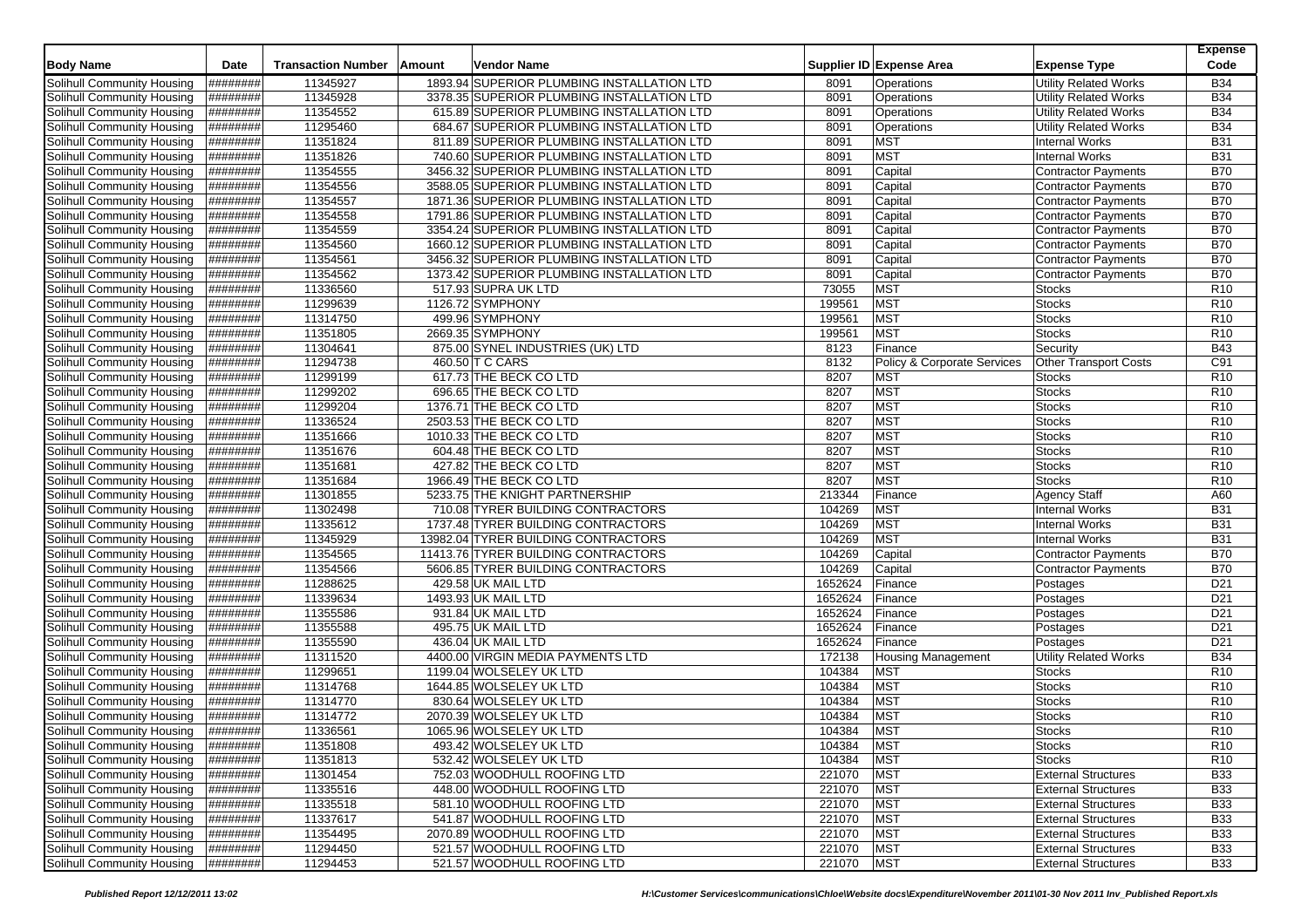| Body Name | Date | Transaction Number | Amount | Vendor Name | Supplier ID | Expense Area | Expense Type | Expense Code |
|---|---|---|---|---|---|---|---|---|
| Solihull Community Housing | ######## | 11345927 | 1893.94 | SUPERIOR PLUMBING INSTALLATION LTD | 8091 | Operations | Utility Related Works | B34 |
| Solihull Community Housing | ######## | 11345928 | 3378.35 | SUPERIOR PLUMBING INSTALLATION LTD | 8091 | Operations | Utility Related Works | B34 |
| Solihull Community Housing | ######## | 11354552 | 615.89 | SUPERIOR PLUMBING INSTALLATION LTD | 8091 | Operations | Utility Related Works | B34 |
| Solihull Community Housing | ######## | 11295460 | 684.67 | SUPERIOR PLUMBING INSTALLATION LTD | 8091 | Operations | Utility Related Works | B34 |
| Solihull Community Housing | ######## | 11351824 | 811.89 | SUPERIOR PLUMBING INSTALLATION LTD | 8091 | MST | Internal Works | B31 |
| Solihull Community Housing | ######## | 11351826 | 740.60 | SUPERIOR PLUMBING INSTALLATION LTD | 8091 | MST | Internal Works | B31 |
| Solihull Community Housing | ######## | 11354555 | 3456.32 | SUPERIOR PLUMBING INSTALLATION LTD | 8091 | Capital | Contractor Payments | B70 |
| Solihull Community Housing | ######## | 11354556 | 3588.05 | SUPERIOR PLUMBING INSTALLATION LTD | 8091 | Capital | Contractor Payments | B70 |
| Solihull Community Housing | ######## | 11354557 | 1871.36 | SUPERIOR PLUMBING INSTALLATION LTD | 8091 | Capital | Contractor Payments | B70 |
| Solihull Community Housing | ######## | 11354558 | 1791.86 | SUPERIOR PLUMBING INSTALLATION LTD | 8091 | Capital | Contractor Payments | B70 |
| Solihull Community Housing | ######## | 11354559 | 3354.24 | SUPERIOR PLUMBING INSTALLATION LTD | 8091 | Capital | Contractor Payments | B70 |
| Solihull Community Housing | ######## | 11354560 | 1660.12 | SUPERIOR PLUMBING INSTALLATION LTD | 8091 | Capital | Contractor Payments | B70 |
| Solihull Community Housing | ######## | 11354561 | 3456.32 | SUPERIOR PLUMBING INSTALLATION LTD | 8091 | Capital | Contractor Payments | B70 |
| Solihull Community Housing | ######## | 11354562 | 1373.42 | SUPERIOR PLUMBING INSTALLATION LTD | 8091 | Capital | Contractor Payments | B70 |
| Solihull Community Housing | ######## | 11336560 | 517.93 | SUPRA UK LTD | 73055 | MST | Stocks | R10 |
| Solihull Community Housing | ######## | 11299639 | 1126.72 | SYMPHONY | 199561 | MST | Stocks | R10 |
| Solihull Community Housing | ######## | 11314750 | 499.96 | SYMPHONY | 199561 | MST | Stocks | R10 |
| Solihull Community Housing | ######## | 11351805 | 2669.35 | SYMPHONY | 199561 | MST | Stocks | R10 |
| Solihull Community Housing | ######## | 11304641 | 875.00 | SYNEL INDUSTRIES (UK) LTD | 8123 | Finance | Security | B43 |
| Solihull Community Housing | ######## | 11294738 | 460.50 | T C CARS | 8132 | Policy & Corporate Services | Other Transport Costs | C91 |
| Solihull Community Housing | ######## | 11299199 | 617.73 | THE BECK CO LTD | 8207 | MST | Stocks | R10 |
| Solihull Community Housing | ######## | 11299202 | 696.65 | THE BECK CO LTD | 8207 | MST | Stocks | R10 |
| Solihull Community Housing | ######## | 11299204 | 1376.71 | THE BECK CO LTD | 8207 | MST | Stocks | R10 |
| Solihull Community Housing | ######## | 11336524 | 2503.53 | THE BECK CO LTD | 8207 | MST | Stocks | R10 |
| Solihull Community Housing | ######## | 11351666 | 1010.33 | THE BECK CO LTD | 8207 | MST | Stocks | R10 |
| Solihull Community Housing | ######## | 11351676 | 604.48 | THE BECK CO LTD | 8207 | MST | Stocks | R10 |
| Solihull Community Housing | ######## | 11351681 | 427.82 | THE BECK CO LTD | 8207 | MST | Stocks | R10 |
| Solihull Community Housing | ######## | 11351684 | 1966.49 | THE BECK CO LTD | 8207 | MST | Stocks | R10 |
| Solihull Community Housing | ######## | 11301855 | 5233.75 | THE KNIGHT PARTNERSHIP | 213344 | Finance | Agency Staff | A60 |
| Solihull Community Housing | ######## | 11302498 | 710.08 | TYRER BUILDING CONTRACTORS | 104269 | MST | Internal Works | B31 |
| Solihull Community Housing | ######## | 11335612 | 1737.48 | TYRER BUILDING CONTRACTORS | 104269 | MST | Internal Works | B31 |
| Solihull Community Housing | ######## | 11345929 | 13982.04 | TYRER BUILDING CONTRACTORS | 104269 | MST | Internal Works | B31 |
| Solihull Community Housing | ######## | 11354565 | 11413.76 | TYRER BUILDING CONTRACTORS | 104269 | Capital | Contractor Payments | B70 |
| Solihull Community Housing | ######## | 11354566 | 5606.85 | TYRER BUILDING CONTRACTORS | 104269 | Capital | Contractor Payments | B70 |
| Solihull Community Housing | ######## | 11288625 | 429.58 | UK MAIL LTD | 1652624 | Finance | Postages | D21 |
| Solihull Community Housing | ######## | 11339634 | 1493.93 | UK MAIL LTD | 1652624 | Finance | Postages | D21 |
| Solihull Community Housing | ######## | 11355586 | 931.84 | UK MAIL LTD | 1652624 | Finance | Postages | D21 |
| Solihull Community Housing | ######## | 11355588 | 495.75 | UK MAIL LTD | 1652624 | Finance | Postages | D21 |
| Solihull Community Housing | ######## | 11355590 | 436.04 | UK MAIL LTD | 1652624 | Finance | Postages | D21 |
| Solihull Community Housing | ######## | 11311520 | 4400.00 | VIRGIN MEDIA PAYMENTS LTD | 172138 | Housing Management | Utility Related Works | B34 |
| Solihull Community Housing | ######## | 11299651 | 1199.04 | WOLSELEY UK LTD | 104384 | MST | Stocks | R10 |
| Solihull Community Housing | ######## | 11314768 | 1644.85 | WOLSELEY UK LTD | 104384 | MST | Stocks | R10 |
| Solihull Community Housing | ######## | 11314770 | 830.64 | WOLSELEY UK LTD | 104384 | MST | Stocks | R10 |
| Solihull Community Housing | ######## | 11314772 | 2070.39 | WOLSELEY UK LTD | 104384 | MST | Stocks | R10 |
| Solihull Community Housing | ######## | 11336561 | 1065.96 | WOLSELEY UK LTD | 104384 | MST | Stocks | R10 |
| Solihull Community Housing | ######## | 11351808 | 493.42 | WOLSELEY UK LTD | 104384 | MST | Stocks | R10 |
| Solihull Community Housing | ######## | 11351813 | 532.42 | WOLSELEY UK LTD | 104384 | MST | Stocks | R10 |
| Solihull Community Housing | ######## | 11301454 | 752.03 | WOODHULL ROOFING LTD | 221070 | MST | External Structures | B33 |
| Solihull Community Housing | ######## | 11335516 | 448.00 | WOODHULL ROOFING LTD | 221070 | MST | External Structures | B33 |
| Solihull Community Housing | ######## | 11335518 | 581.10 | WOODHULL ROOFING LTD | 221070 | MST | External Structures | B33 |
| Solihull Community Housing | ######## | 11337617 | 541.87 | WOODHULL ROOFING LTD | 221070 | MST | External Structures | B33 |
| Solihull Community Housing | ######## | 11354495 | 2070.89 | WOODHULL ROOFING LTD | 221070 | MST | External Structures | B33 |
| Solihull Community Housing | ######## | 11294450 | 521.57 | WOODHULL ROOFING LTD | 221070 | MST | External Structures | B33 |
| Solihull Community Housing | ######## | 11294453 | 521.57 | WOODHULL ROOFING LTD | 221070 | MST | External Structures | B33 |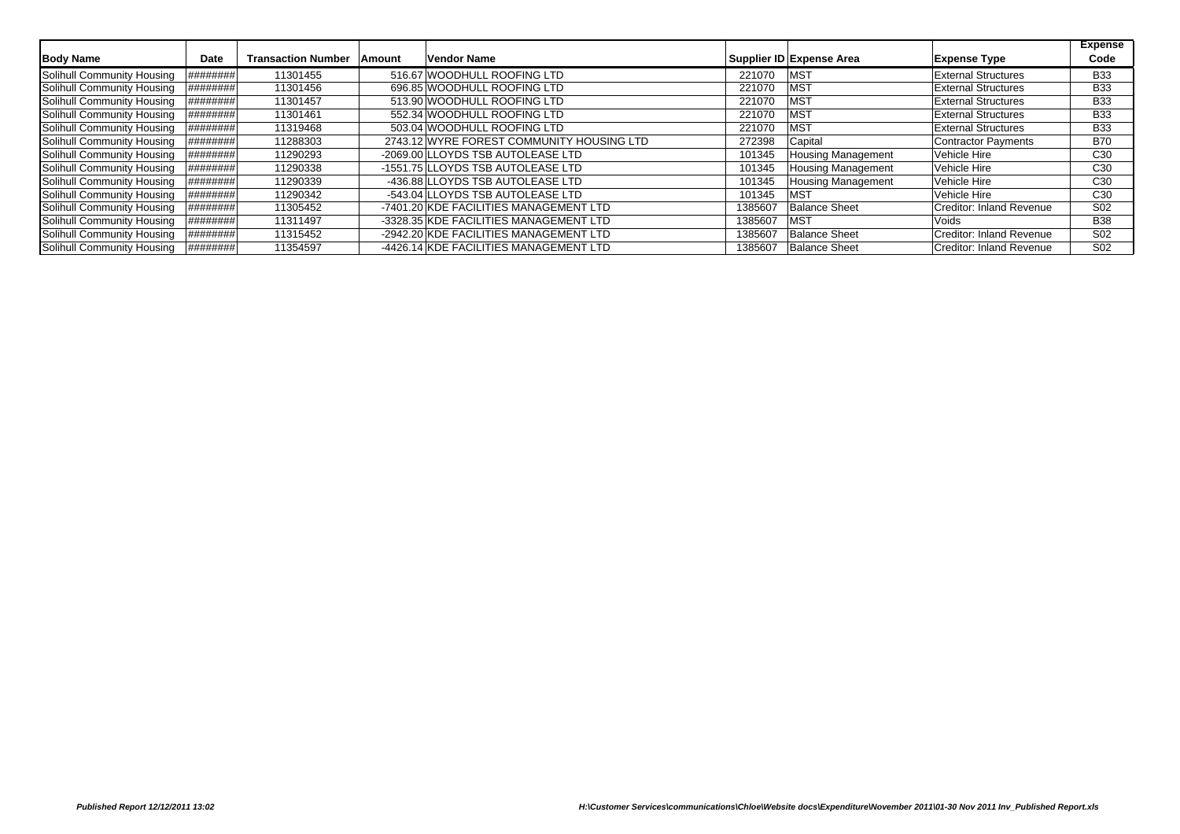| Body Name | Date | Transaction Number | Amount | Vendor Name | Supplier ID | Expense Area | Expense Type | Expense Code |
|---|---|---|---|---|---|---|---|---|
| Solihull Community Housing | ######## | 11301455 | 516.67 | WOODHULL ROOFING LTD | 221070 | MST | External Structures | B33 |
| Solihull Community Housing | ######## | 11301456 | 696.85 | WOODHULL ROOFING LTD | 221070 | MST | External Structures | B33 |
| Solihull Community Housing | ######## | 11301457 | 513.90 | WOODHULL ROOFING LTD | 221070 | MST | External Structures | B33 |
| Solihull Community Housing | ######## | 11301461 | 552.34 | WOODHULL ROOFING LTD | 221070 | MST | External Structures | B33 |
| Solihull Community Housing | ######## | 11319468 | 503.04 | WOODHULL ROOFING LTD | 221070 | MST | External Structures | B33 |
| Solihull Community Housing | ######## | 11288303 | 2743.12 | WYRE FOREST COMMUNITY HOUSING LTD | 272398 | Capital | Contractor Payments | B70 |
| Solihull Community Housing | ######## | 11290293 | -2069.00 | LLOYDS TSB AUTOLEASE LTD | 101345 | Housing Management | Vehicle Hire | C30 |
| Solihull Community Housing | ######## | 11290338 | -1551.75 | LLOYDS TSB AUTOLEASE LTD | 101345 | Housing Management | Vehicle Hire | C30 |
| Solihull Community Housing | ######## | 11290339 | -436.88 | LLOYDS TSB AUTOLEASE LTD | 101345 | Housing Management | Vehicle Hire | C30 |
| Solihull Community Housing | ######## | 11290342 | -543.04 | LLOYDS TSB AUTOLEASE LTD | 101345 | MST | Vehicle Hire | C30 |
| Solihull Community Housing | ######## | 11305452 | -7401.20 | KDE FACILITIES MANAGEMENT LTD | 1385607 | Balance Sheet | Creditor: Inland Revenue | S02 |
| Solihull Community Housing | ######## | 11311497 | -3328.35 | KDE FACILITIES MANAGEMENT LTD | 1385607 | MST | Voids | B38 |
| Solihull Community Housing | ######## | 11315452 | -2942.20 | KDE FACILITIES MANAGEMENT LTD | 1385607 | Balance Sheet | Creditor: Inland Revenue | S02 |
| Solihull Community Housing | ######## | 11354597 | -4426.14 | KDE FACILITIES MANAGEMENT LTD | 1385607 | Balance Sheet | Creditor: Inland Revenue | S02 |